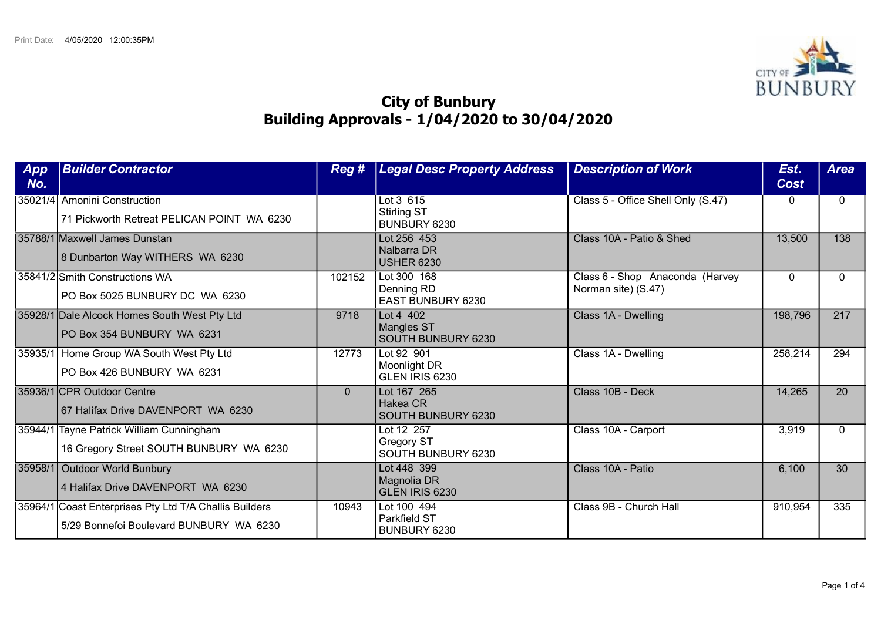Print Date: 4/05/2020 12:00:35PM

# City of Bunbury
## Building Approvals - 1/04/2020 to 30/04/2020

| App No. | Builder Contractor | Reg # | Legal Desc Property Address | Description of Work | Est. Cost | Area |
|---|---|---|---|---|---|---|
| 35021/4 | Amonini Construction<br>71 Pickworth Retreat PELICAN POINT WA 6230 | | Lot 3 615<br>Stirling ST<br>BUNBURY 6230 | Class 5 - Office Shell Only (S.47) | 0 | 0 |
| 35788/1 | Maxwell James Dunstan<br>8 Dunbarton Way WITHERS WA 6230 | | Lot 256 453<br>Nalbarra DR<br>USHER 6230 | Class 10A - Patio & Shed | 13,500 | 138 |
| 35841/2 | Smith Constructions WA<br>PO Box 5025 BUNBURY DC WA 6230 | 102152 | Lot 300 168<br>Denning RD<br>EAST BUNBURY 6230 | Class 6 - Shop Anaconda (Harvey Norman site) (S.47) | 0 | 0 |
| 35928/1 | Dale Alcock Homes South West Pty Ltd<br>PO Box 354 BUNBURY WA 6231 | 9718 | Lot 4 402<br>Mangles ST<br>SOUTH BUNBURY 6230 | Class 1A - Dwelling | 198,796 | 217 |
| 35935/1 | Home Group WA South West Pty Ltd<br>PO Box 426 BUNBURY WA 6231 | 12773 | Lot 92 901<br>Moonlight DR<br>GLEN IRIS 6230 | Class 1A - Dwelling | 258,214 | 294 |
| 35936/1 | CPR Outdoor Centre<br>67 Halifax Drive DAVENPORT WA 6230 | 0 | Lot 167 265<br>Hakea CR<br>SOUTH BUNBURY 6230 | Class 10B - Deck | 14,265 | 20 |
| 35944/1 | Tayne Patrick William Cunningham<br>16 Gregory Street SOUTH BUNBURY WA 6230 | | Lot 12 257<br>Gregory ST<br>SOUTH BUNBURY 6230 | Class 10A - Carport | 3,919 | 0 |
| 35958/1 | Outdoor World Bunbury<br>4 Halifax Drive DAVENPORT WA 6230 | | Lot 448 399<br>Magnolia DR<br>GLEN IRIS 6230 | Class 10A - Patio | 6,100 | 30 |
| 35964/1 | Coast Enterprises Pty Ltd T/A Challis Builders<br>5/29 Bonnefoi Boulevard BUNBURY WA 6230 | 10943 | Lot 100 494<br>Parkfield ST<br>BUNBURY 6230 | Class 9B - Church Hall | 910,954 | 335 |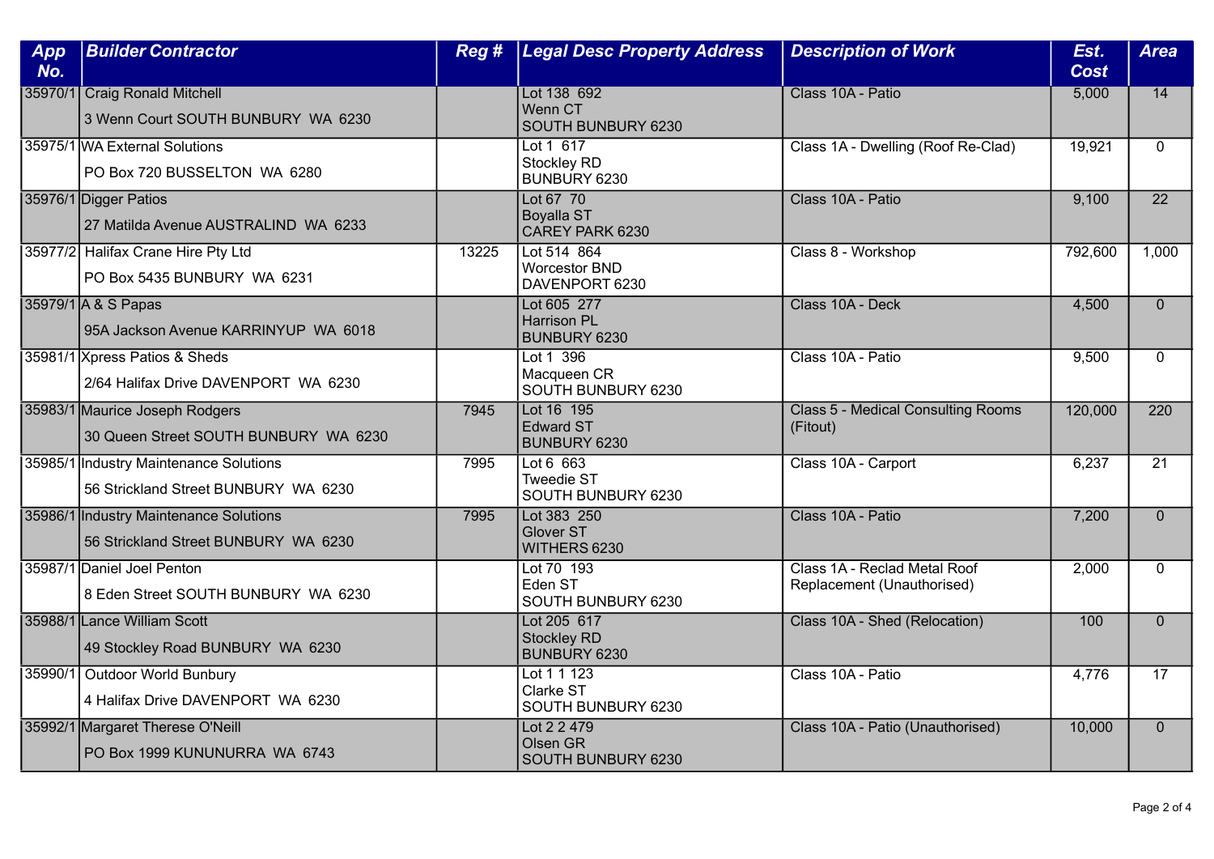| App No. | Builder Contractor | Reg # | Legal Desc Property Address | Description of Work | Est. Cost | Area |
|---|---|---|---|---|---|---|
| 35970/1 | Craig Ronald Mitchell<br>3 Wenn Court SOUTH BUNBURY WA 6230 | | Lot 138 692<br>Wenn CT<br>SOUTH BUNBURY 6230 | Class 10A - Patio | 5,000 | 14 |
| 35975/1 | WA External Solutions<br>PO Box 720 BUSSELTON WA 6280 | | Lot 1 617<br>Stockley RD<br>BUNBURY 6230 | Class 1A - Dwelling (Roof Re-Clad) | 19,921 | 0 |
| 35976/1 | Digger Patios<br>27 Matilda Avenue AUSTRALIND WA 6233 | | Lot 67 70<br>Boyalla ST<br>CAREY PARK 6230 | Class 10A - Patio | 9,100 | 22 |
| 35977/2 | Halifax Crane Hire Pty Ltd<br>PO Box 5435 BUNBURY WA 6231 | 13225 | Lot 514 864<br>Worcestor BND<br>DAVENPORT 6230 | Class 8 - Workshop | 792,600 | 1,000 |
| 35979/1 | A & S Papas<br>95A Jackson Avenue KARRINYUP WA 6018 | | Lot 605 277<br>Harrison PL<br>BUNBURY 6230 | Class 10A - Deck | 4,500 | 0 |
| 35981/1 | Xpress Patios & Sheds<br>2/64 Halifax Drive DAVENPORT WA 6230 | | Lot 1 396<br>Macqueen CR<br>SOUTH BUNBURY 6230 | Class 10A - Patio | 9,500 | 0 |
| 35983/1 | Maurice Joseph Rodgers<br>30 Queen Street SOUTH BUNBURY WA 6230 | 7945 | Lot 16 195<br>Edward ST<br>BUNBURY 6230 | Class 5 - Medical Consulting Rooms (Fitout) | 120,000 | 220 |
| 35985/1 | Industry Maintenance Solutions<br>56 Strickland Street BUNBURY WA 6230 | 7995 | Lot 6 663<br>Tweedie ST<br>SOUTH BUNBURY 6230 | Class 10A - Carport | 6,237 | 21 |
| 35986/1 | Industry Maintenance Solutions<br>56 Strickland Street BUNBURY WA 6230 | 7995 | Lot 383 250<br>Glover ST<br>WITHERS 6230 | Class 10A - Patio | 7,200 | 0 |
| 35987/1 | Daniel Joel Penton<br>8 Eden Street SOUTH BUNBURY WA 6230 | | Lot 70 193<br>Eden ST<br>SOUTH BUNBURY 6230 | Class 1A - Reclad Metal Roof Replacement (Unauthorised) | 2,000 | 0 |
| 35988/1 | Lance William Scott<br>49 Stockley Road BUNBURY WA 6230 | | Lot 205 617<br>Stockley RD<br>BUNBURY 6230 | Class 10A - Shed (Relocation) | 100 | 0 |
| 35990/1 | Outdoor World Bunbury<br>4 Halifax Drive DAVENPORT WA 6230 | | Lot 1 1 123<br>Clarke ST<br>SOUTH BUNBURY 6230 | Class 10A - Patio | 4,776 | 17 |
| 35992/1 | Margaret Therese O'Neill<br>PO Box 1999 KUNUNURRA WA 6743 | | Lot 2 2 479<br>Olsen GR<br>SOUTH BUNBURY 6230 | Class 10A - Patio (Unauthorised) | 10,000 | 0 |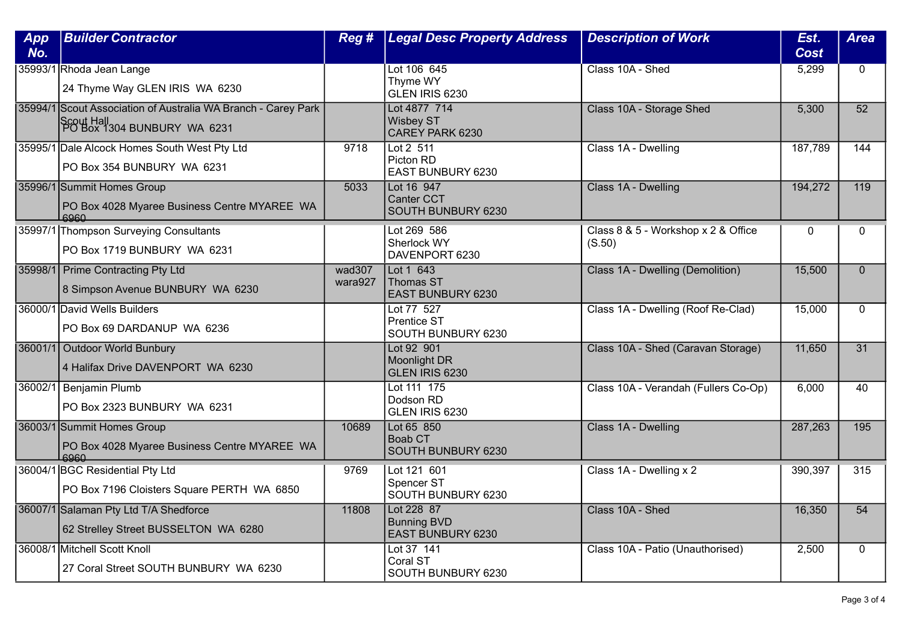| App No. | Builder Contractor | Reg # | Legal Desc Property Address | Description of Work | Est. Cost | Area |
|---|---|---|---|---|---|---|
| 35993/1 | Rhoda Jean Lange<br>24 Thyme Way GLEN IRIS WA 6230 | | Lot 106 645<br>Thyme WY<br>GLEN IRIS 6230 | Class 10A - Shed | 5,299 | 0 |
| 35994/1 | Scout Association of Australia WA Branch - Carey Park Scout Hall<br>PO Box 1304 BUNBURY WA 6231 | | Lot 4877 714<br>Wisbey ST<br>CAREY PARK 6230 | Class 10A - Storage Shed | 5,300 | 52 |
| 35995/1 | Dale Alcock Homes South West Pty Ltd<br>PO Box 354 BUNBURY WA 6231 | 9718 | Lot 2 511<br>Picton RD<br>EAST BUNBURY 6230 | Class 1A - Dwelling | 187,789 | 144 |
| 35996/1 | Summit Homes Group<br>PO Box 4028 Myaree Business Centre MYAREE WA 6960 | 5033 | Lot 16 947<br>Canter CCT<br>SOUTH BUNBURY 6230 | Class 1A - Dwelling | 194,272 | 119 |
| 35997/1 | Thompson Surveying Consultants<br>PO Box 1719 BUNBURY WA 6231 | | Lot 269 586<br>Sherlock WY<br>DAVENPORT 6230 | Class 8 & 5 - Workshop x 2 & Office (S.50) | 0 | 0 |
| 35998/1 | Prime Contracting Pty Ltd<br>8 Simpson Avenue BUNBURY WA 6230 | wad307<br>wara927 | Lot 1 643<br>Thomas ST<br>EAST BUNBURY 6230 | Class 1A - Dwelling (Demolition) | 15,500 | 0 |
| 36000/1 | David Wells Builders<br>PO Box 69 DARDANUP WA 6236 | | Lot 77 527<br>Prentice ST<br>SOUTH BUNBURY 6230 | Class 1A - Dwelling (Roof Re-Clad) | 15,000 | 0 |
| 36001/1 | Outdoor World Bunbury<br>4 Halifax Drive DAVENPORT WA 6230 | | Lot 92 901<br>Moonlight DR<br>GLEN IRIS 6230 | Class 10A - Shed (Caravan Storage) | 11,650 | 31 |
| 36002/1 | Benjamin Plumb<br>PO Box 2323 BUNBURY WA 6231 | | Lot 111 175<br>Dodson RD<br>GLEN IRIS 6230 | Class 10A - Verandah (Fullers Co-Op) | 6,000 | 40 |
| 36003/1 | Summit Homes Group<br>PO Box 4028 Myaree Business Centre MYAREE WA 6960 | 10689 | Lot 65 850<br>Boab CT<br>SOUTH BUNBURY 6230 | Class 1A - Dwelling | 287,263 | 195 |
| 36004/1 | BGC Residential Pty Ltd<br>PO Box 7196 Cloisters Square PERTH WA 6850 | 9769 | Lot 121 601<br>Spencer ST<br>SOUTH BUNBURY 6230 | Class 1A - Dwelling x 2 | 390,397 | 315 |
| 36007/1 | Salaman Pty Ltd T/A Shedforce<br>62 Strelley Street BUSSELTON WA 6280 | 11808 | Lot 228 87<br>Bunning BVD<br>EAST BUNBURY 6230 | Class 10A - Shed | 16,350 | 54 |
| 36008/1 | Mitchell Scott Knoll<br>27 Coral Street SOUTH BUNBURY WA 6230 | | Lot 37 141<br>Coral ST<br>SOUTH BUNBURY 6230 | Class 10A - Patio (Unauthorised) | 2,500 | 0 |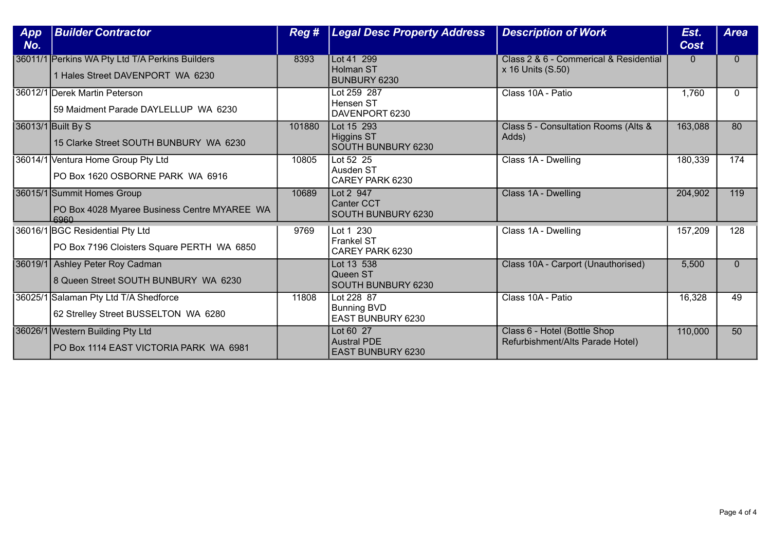| App No. | Builder Contractor | Reg # | Legal Desc Property Address | Description of Work | Est. Cost | Area |
|---|---|---|---|---|---|---|
| 36011/1 | Perkins WA Pty Ltd T/A Perkins Builders<br>1 Hales Street DAVENPORT WA 6230 | 8393 | Lot 41 299<br>Holman ST<br>BUNBURY 6230 | Class 2 & 6 - Commerical & Residential x 16 Units (S.50) | 0 | 0 |
| 36012/1 | Derek Martin Peterson<br>59 Maidment Parade DAYLELLUP WA 6230 | | Lot 259 287<br>Hensen ST<br>DAVENPORT 6230 | Class 10A - Patio | 1,760 | 0 |
| 36013/1 | Built By S<br>15 Clarke Street SOUTH BUNBURY WA 6230 | 101880 | Lot 15 293<br>Higgins ST<br>SOUTH BUNBURY 6230 | Class 5 - Consultation Rooms (Alts & Adds) | 163,088 | 80 |
| 36014/1 | Ventura Home Group Pty Ltd<br>PO Box 1620 OSBORNE PARK WA 6916 | 10805 | Lot 52 25<br>Ausden ST<br>CAREY PARK 6230 | Class 1A - Dwelling | 180,339 | 174 |
| 36015/1 | Summit Homes Group<br>PO Box 4028 Myaree Business Centre MYAREE WA 6960 | 10689 | Lot 2 947<br>Canter CCT<br>SOUTH BUNBURY 6230 | Class 1A - Dwelling | 204,902 | 119 |
| 36016/1 | BGC Residential Pty Ltd<br>PO Box 7196 Cloisters Square PERTH WA 6850 | 9769 | Lot 1 230<br>Frankel ST<br>CAREY PARK 6230 | Class 1A - Dwelling | 157,209 | 128 |
| 36019/1 | Ashley Peter Roy Cadman<br>8 Queen Street SOUTH BUNBURY WA 6230 | | Lot 13 538<br>Queen ST<br>SOUTH BUNBURY 6230 | Class 10A - Carport (Unauthorised) | 5,500 | 0 |
| 36025/1 | Salaman Pty Ltd T/A Shedforce<br>62 Strelley Street BUSSELTON WA 6280 | 11808 | Lot 228 87<br>Bunning BVD<br>EAST BUNBURY 6230 | Class 10A - Patio | 16,328 | 49 |
| 36026/1 | Western Building Pty Ltd<br>PO Box 1114 EAST VICTORIA PARK WA 6981 | | Lot 60 27<br>Austral PDE<br>EAST BUNBURY 6230 | Class 6 - Hotel (Bottle Shop Refurbishment/Alts Parade Hotel) | 110,000 | 50 |